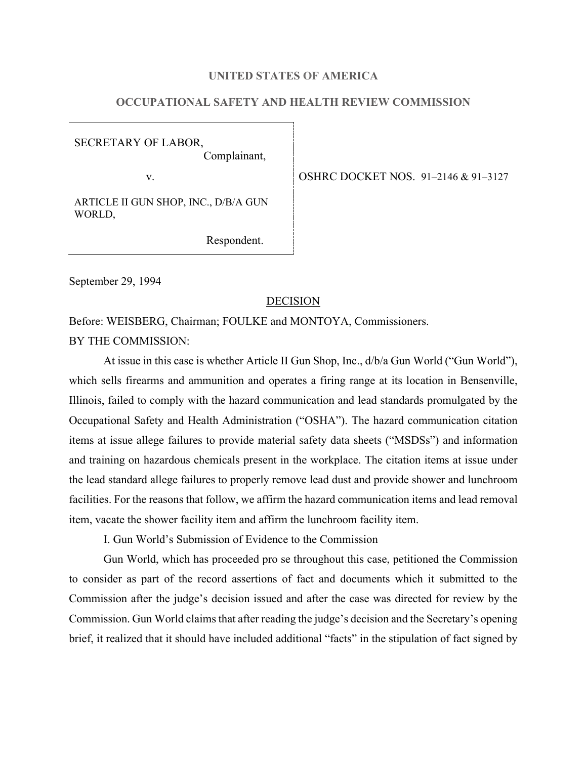# UNITED STATES OF AMERICA

## OCCUPATIONAL SAFETY AND HEALTH REVIEW COMMISSION

| | |
|---|---|
| SECRETARY OF LABOR,<br>Complainant,<br><br>v.<br><br>ARTICLE II GUN SHOP, INC., D/B/A GUN WORLD,<br><br>Respondent. | OSHRC DOCKET NOS. 91–2146 & 91–3127 |

September 29, 1994

DECISION

Before: WEISBERG, Chairman; FOULKE and MONTOYA, Commissioners.

BY THE COMMISSION:

At issue in this case is whether Article II Gun Shop, Inc., d/b/a Gun World ("Gun World"), which sells firearms and ammunition and operates a firing range at its location in Bensenville, Illinois, failed to comply with the hazard communication and lead standards promulgated by the Occupational Safety and Health Administration ("OSHA"). The hazard communication citation items at issue allege failures to provide material safety data sheets ("MSDSs") and information and training on hazardous chemicals present in the workplace. The citation items at issue under the lead standard allege failures to properly remove lead dust and provide shower and lunchroom facilities. For the reasons that follow, we affirm the hazard communication items and lead removal item, vacate the shower facility item and affirm the lunchroom facility item.

I. Gun World's Submission of Evidence to the Commission

Gun World, which has proceeded pro se throughout this case, petitioned the Commission to consider as part of the record assertions of fact and documents which it submitted to the Commission after the judge's decision issued and after the case was directed for review by the Commission. Gun World claims that after reading the judge's decision and the Secretary's opening brief, it realized that it should have included additional "facts" in the stipulation of fact signed by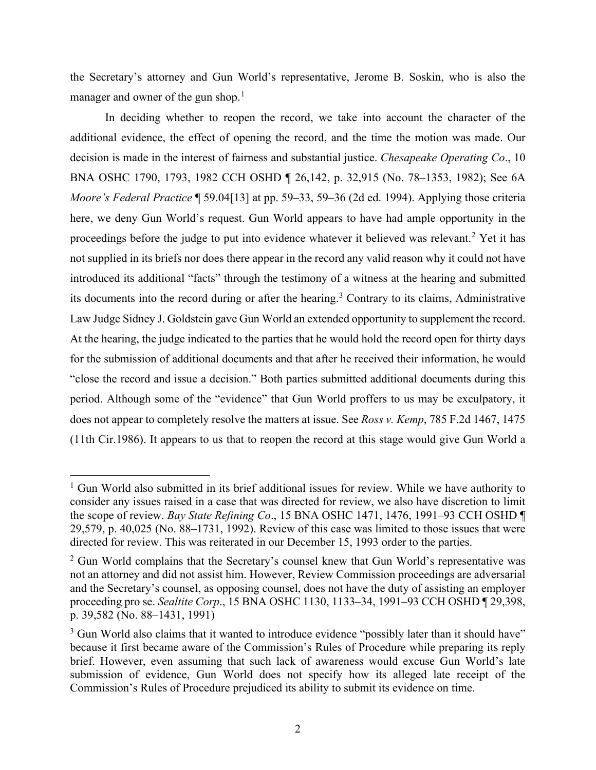the Secretary's attorney and Gun World's representative, Jerome B. Soskin, who is also the manager and owner of the gun shop.[1]

In deciding whether to reopen the record, we take into account the character of the additional evidence, the effect of opening the record, and the time the motion was made. Our decision is made in the interest of fairness and substantial justice. *Chesapeake Operating Co*., 10 BNA OSHC 1790, 1793, 1982 CCH OSHD ¶ 26,142, p. 32,915 (No. 78–1353, 1982); See 6A *Moore's Federal Practice* ¶ 59.04[13] at pp. 59–33, 59–36 (2d ed. 1994). Applying those criteria here, we deny Gun World's request. Gun World appears to have had ample opportunity in the proceedings before the judge to put into evidence whatever it believed was relevant.[2] Yet it has not supplied in its briefs nor does there appear in the record any valid reason why it could not have introduced its additional "facts" through the testimony of a witness at the hearing and submitted its documents into the record during or after the hearing.[3] Contrary to its claims, Administrative Law Judge Sidney J. Goldstein gave Gun World an extended opportunity to supplement the record. At the hearing, the judge indicated to the parties that he would hold the record open for thirty days for the submission of additional documents and that after he received their information, he would "close the record and issue a decision." Both parties submitted additional documents during this period. Although some of the "evidence" that Gun World proffers to us may be exculpatory, it does not appear to completely resolve the matters at issue. See *Ross v. Kemp*, 785 F.2d 1467, 1475 (11th Cir.1986). It appears to us that to reopen the record at this stage would give Gun World a

---

[1] Gun World also submitted in its brief additional issues for review. While we have authority to consider any issues raised in a case that was directed for review, we also have discretion to limit the scope of review. *Bay State Refining Co*., 15 BNA OSHC 1471, 1476, 1991–93 CCH OSHD ¶ 29,579, p. 40,025 (No. 88–1731, 1992). Review of this case was limited to those issues that were directed for review. This was reiterated in our December 15, 1993 order to the parties.

[2] Gun World complains that the Secretary's counsel knew that Gun World's representative was not an attorney and did not assist him. However, Review Commission proceedings are adversarial and the Secretary's counsel, as opposing counsel, does not have the duty of assisting an employer proceeding pro se. *Sealtite Corp*., 15 BNA OSHC 1130, 1133–34, 1991–93 CCH OSHD ¶ 29,398, p. 39,582 (No. 88–1431, 1991)

[3] Gun World also claims that it wanted to introduce evidence "possibly later than it should have" because it first became aware of the Commission's Rules of Procedure while preparing its reply brief. However, even assuming that such lack of awareness would excuse Gun World's late submission of evidence, Gun World does not specify how its alleged late receipt of the Commission's Rules of Procedure prejudiced its ability to submit its evidence on time.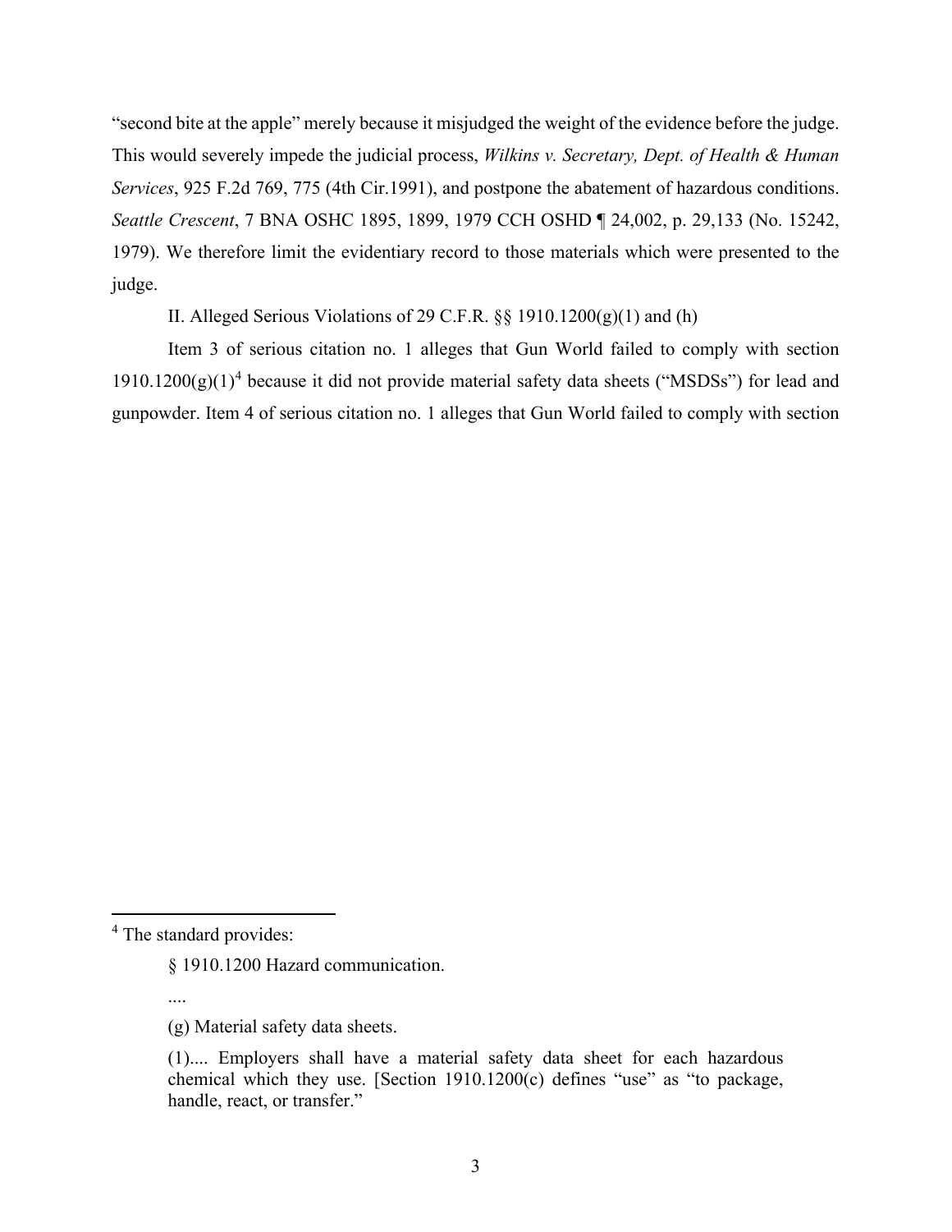"second bite at the apple" merely because it misjudged the weight of the evidence before the judge. This would severely impede the judicial process, *Wilkins v. Secretary, Dept. of Health & Human Services*, 925 F.2d 769, 775 (4th Cir.1991), and postpone the abatement of hazardous conditions. *Seattle Crescent*, 7 BNA OSHC 1895, 1899, 1979 CCH OSHD ¶ 24,002, p. 29,133 (No. 15242, 1979). We therefore limit the evidentiary record to those materials which were presented to the judge.

II. Alleged Serious Violations of 29 C.F.R. §§ 1910.1200(g)(1) and (h)

Item 3 of serious citation no. 1 alleges that Gun World failed to comply with section 1910.1200(g)(1)[4] because it did not provide material safety data sheets ("MSDSs") for lead and gunpowder. Item 4 of serious citation no. 1 alleges that Gun World failed to comply with section

---

[4] The standard provides:

> § 1910.1200 Hazard communication.
>
> ....
>
> (g) Material safety data sheets.
>
> (1).... Employers shall have a material safety data sheet for each hazardous chemical which they use. [Section 1910.1200(c) defines "use" as "to package, handle, react, or transfer."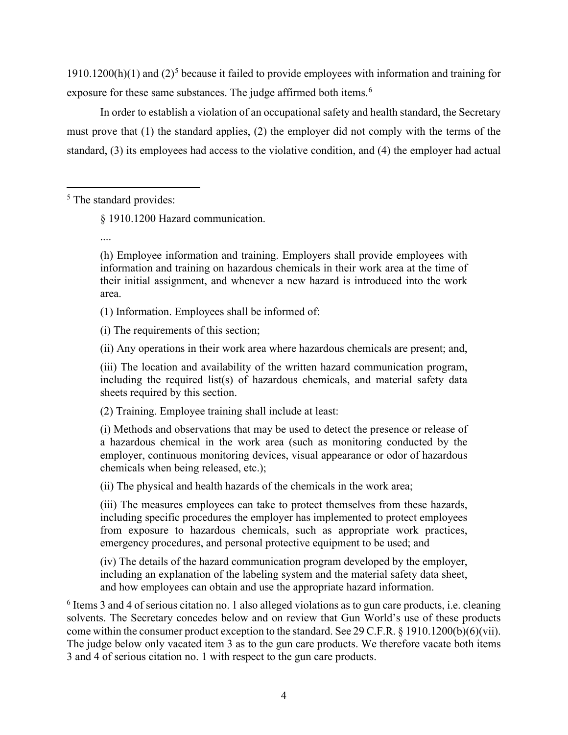1910.1200(h)(1) and (2)[5] because it failed to provide employees with information and training for exposure for these same substances. The judge affirmed both items.[6]

In order to establish a violation of an occupational safety and health standard, the Secretary must prove that (1) the standard applies, (2) the employer did not comply with the terms of the standard, (3) its employees had access to the violative condition, and (4) the employer had actual

---

[5] The standard provides:

> § 1910.1200 Hazard communication.
>
> ....
>
> (h) Employee information and training. Employers shall provide employees with information and training on hazardous chemicals in their work area at the time of their initial assignment, and whenever a new hazard is introduced into the work area.
>
> (1) Information. Employees shall be informed of:
>
> (i) The requirements of this section;
>
> (ii) Any operations in their work area where hazardous chemicals are present; and,
>
> (iii) The location and availability of the written hazard communication program, including the required list(s) of hazardous chemicals, and material safety data sheets required by this section.
>
> (2) Training. Employee training shall include at least:
>
> (i) Methods and observations that may be used to detect the presence or release of a hazardous chemical in the work area (such as monitoring conducted by the employer, continuous monitoring devices, visual appearance or odor of hazardous chemicals when being released, etc.);
>
> (ii) The physical and health hazards of the chemicals in the work area;
>
> (iii) The measures employees can take to protect themselves from these hazards, including specific procedures the employer has implemented to protect employees from exposure to hazardous chemicals, such as appropriate work practices, emergency procedures, and personal protective equipment to be used; and
>
> (iv) The details of the hazard communication program developed by the employer, including an explanation of the labeling system and the material safety data sheet, and how employees can obtain and use the appropriate hazard information.

[6] Items 3 and 4 of serious citation no. 1 also alleged violations as to gun care products, i.e. cleaning solvents. The Secretary concedes below and on review that Gun World's use of these products come within the consumer product exception to the standard. See 29 C.F.R. § 1910.1200(b)(6)(vii). The judge below only vacated item 3 as to the gun care products. We therefore vacate both items 3 and 4 of serious citation no. 1 with respect to the gun care products.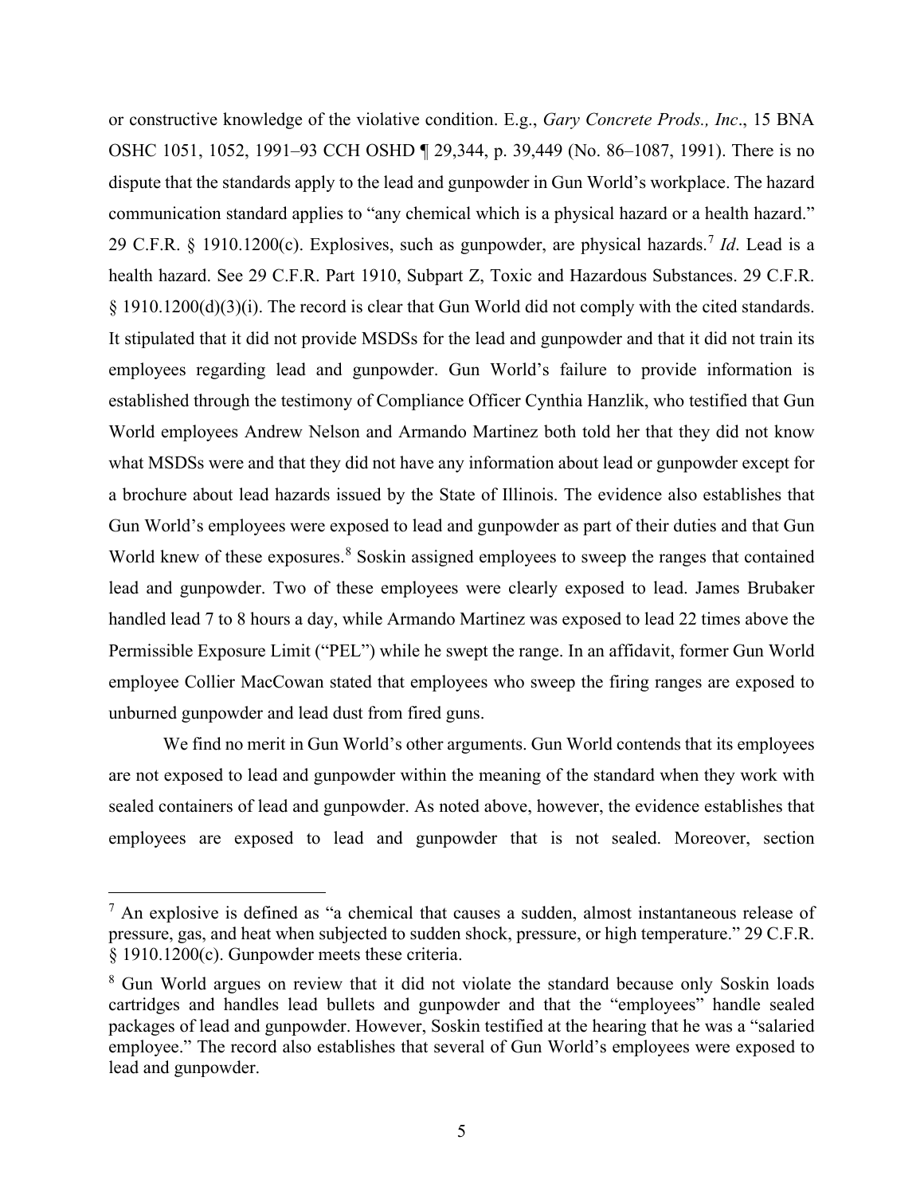or constructive knowledge of the violative condition. E.g., *Gary Concrete Prods., Inc*., 15 BNA OSHC 1051, 1052, 1991–93 CCH OSHD ¶ 29,344, p. 39,449 (No. 86–1087, 1991). There is no dispute that the standards apply to the lead and gunpowder in Gun World's workplace. The hazard communication standard applies to "any chemical which is a physical hazard or a health hazard." 29 C.F.R. § 1910.1200(c). Explosives, such as gunpowder, are physical hazards.[7] *Id*. Lead is a health hazard. See 29 C.F.R. Part 1910, Subpart Z, Toxic and Hazardous Substances. 29 C.F.R. § 1910.1200(d)(3)(i). The record is clear that Gun World did not comply with the cited standards. It stipulated that it did not provide MSDSs for the lead and gunpowder and that it did not train its employees regarding lead and gunpowder. Gun World's failure to provide information is established through the testimony of Compliance Officer Cynthia Hanzlik, who testified that Gun World employees Andrew Nelson and Armando Martinez both told her that they did not know what MSDSs were and that they did not have any information about lead or gunpowder except for a brochure about lead hazards issued by the State of Illinois. The evidence also establishes that Gun World's employees were exposed to lead and gunpowder as part of their duties and that Gun World knew of these exposures.[8] Soskin assigned employees to sweep the ranges that contained lead and gunpowder. Two of these employees were clearly exposed to lead. James Brubaker handled lead 7 to 8 hours a day, while Armando Martinez was exposed to lead 22 times above the Permissible Exposure Limit ("PEL") while he swept the range. In an affidavit, former Gun World employee Collier MacCowan stated that employees who sweep the firing ranges are exposed to unburned gunpowder and lead dust from fired guns.

We find no merit in Gun World's other arguments. Gun World contends that its employees are not exposed to lead and gunpowder within the meaning of the standard when they work with sealed containers of lead and gunpowder. As noted above, however, the evidence establishes that employees are exposed to lead and gunpowder that is not sealed. Moreover, section

---

[7] An explosive is defined as "a chemical that causes a sudden, almost instantaneous release of pressure, gas, and heat when subjected to sudden shock, pressure, or high temperature." 29 C.F.R. § 1910.1200(c). Gunpowder meets these criteria.

[8] Gun World argues on review that it did not violate the standard because only Soskin loads cartridges and handles lead bullets and gunpowder and that the "employees" handle sealed packages of lead and gunpowder. However, Soskin testified at the hearing that he was a "salaried employee." The record also establishes that several of Gun World's employees were exposed to lead and gunpowder.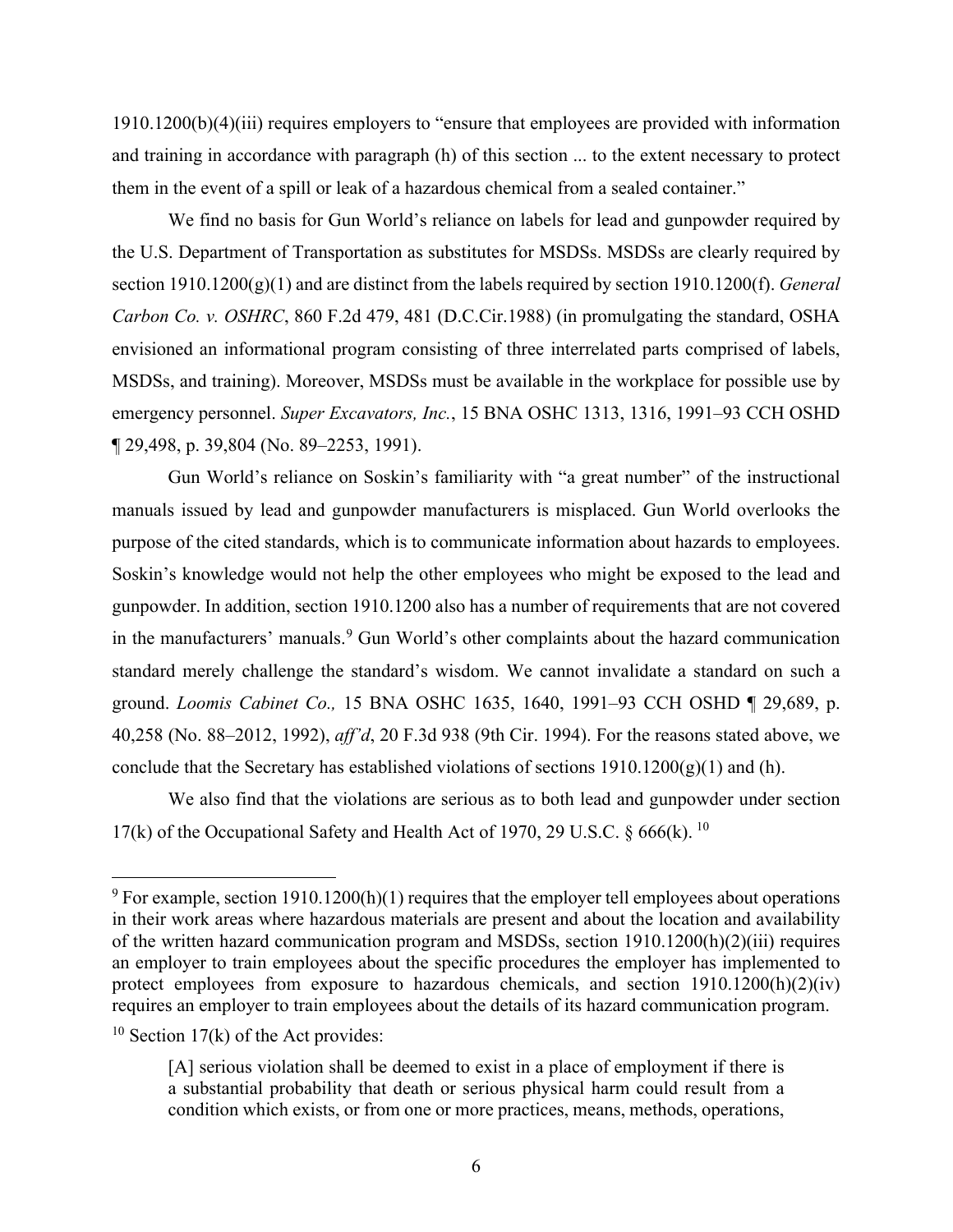1910.1200(b)(4)(iii) requires employers to "ensure that employees are provided with information and training in accordance with paragraph (h) of this section ... to the extent necessary to protect them in the event of a spill or leak of a hazardous chemical from a sealed container."

We find no basis for Gun World's reliance on labels for lead and gunpowder required by the U.S. Department of Transportation as substitutes for MSDSs. MSDSs are clearly required by section 1910.1200(g)(1) and are distinct from the labels required by section 1910.1200(f). *General Carbon Co. v. OSHRC*, 860 F.2d 479, 481 (D.C.Cir.1988) (in promulgating the standard, OSHA envisioned an informational program consisting of three interrelated parts comprised of labels, MSDSs, and training). Moreover, MSDSs must be available in the workplace for possible use by emergency personnel. *Super Excavators, Inc.*, 15 BNA OSHC 1313, 1316, 1991–93 CCH OSHD ¶ 29,498, p. 39,804 (No. 89–2253, 1991).

Gun World's reliance on Soskin's familiarity with "a great number" of the instructional manuals issued by lead and gunpowder manufacturers is misplaced. Gun World overlooks the purpose of the cited standards, which is to communicate information about hazards to employees. Soskin's knowledge would not help the other employees who might be exposed to the lead and gunpowder. In addition, section 1910.1200 also has a number of requirements that are not covered in the manufacturers' manuals.[9] Gun World's other complaints about the hazard communication standard merely challenge the standard's wisdom. We cannot invalidate a standard on such a ground. *Loomis Cabinet Co.,* 15 BNA OSHC 1635, 1640, 1991–93 CCH OSHD ¶ 29,689, p. 40,258 (No. 88–2012, 1992), *aff'd*, 20 F.3d 938 (9th Cir. 1994). For the reasons stated above, we conclude that the Secretary has established violations of sections 1910.1200(g)(1) and (h).

We also find that the violations are serious as to both lead and gunpowder under section 17(k) of the Occupational Safety and Health Act of 1970, 29 U.S.C. § 666(k).[10]

---

[9] For example, section 1910.1200(h)(1) requires that the employer tell employees about operations in their work areas where hazardous materials are present and about the location and availability of the written hazard communication program and MSDSs, section 1910.1200(h)(2)(iii) requires an employer to train employees about the specific procedures the employer has implemented to protect employees from exposure to hazardous chemicals, and section 1910.1200(h)(2)(iv) requires an employer to train employees about the details of its hazard communication program.

[10] Section 17(k) of the Act provides:

> [A] serious violation shall be deemed to exist in a place of employment if there is a substantial probability that death or serious physical harm could result from a condition which exists, or from one or more practices, means, methods, operations,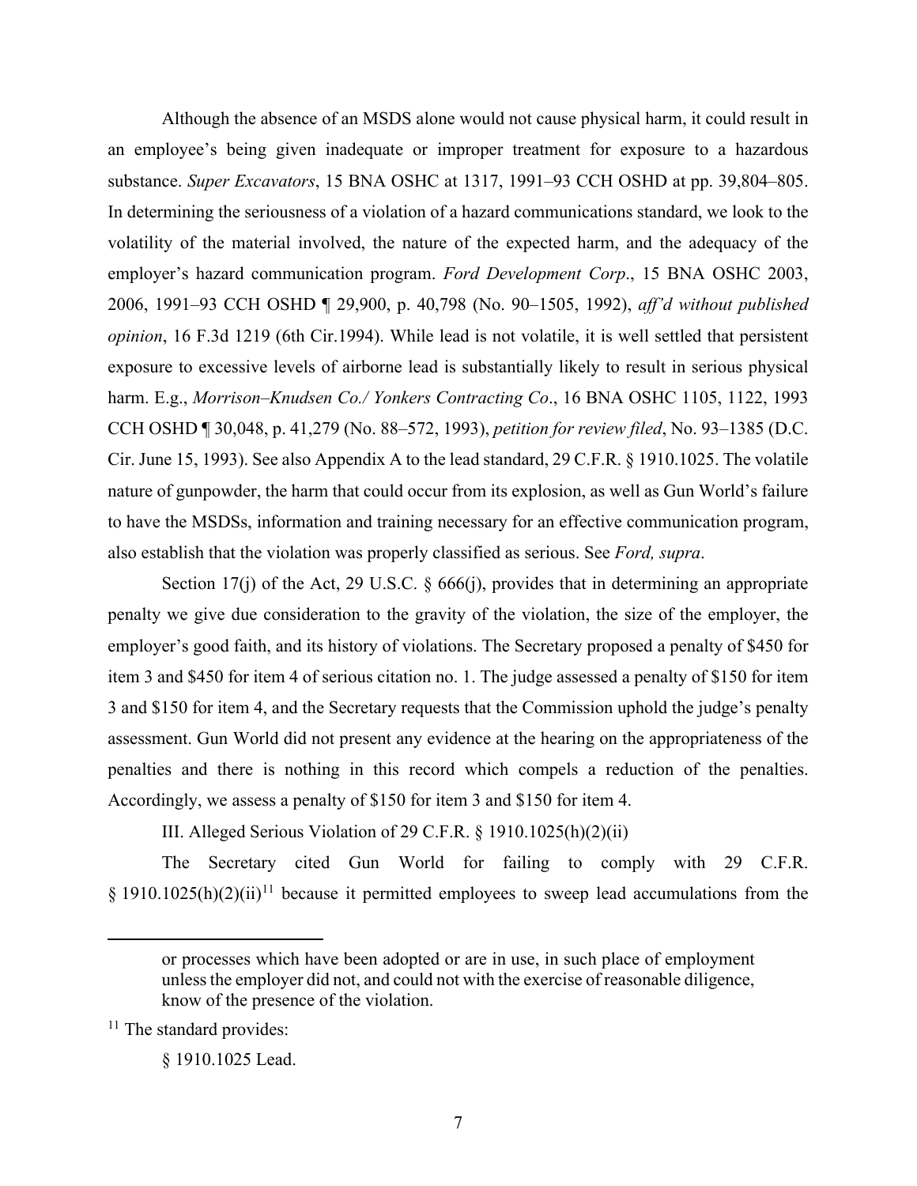Although the absence of an MSDS alone would not cause physical harm, it could result in an employee's being given inadequate or improper treatment for exposure to a hazardous substance. *Super Excavators*, 15 BNA OSHC at 1317, 1991–93 CCH OSHD at pp. 39,804–805. In determining the seriousness of a violation of a hazard communications standard, we look to the volatility of the material involved, the nature of the expected harm, and the adequacy of the employer's hazard communication program. *Ford Development Corp*., 15 BNA OSHC 2003, 2006, 1991–93 CCH OSHD ¶ 29,900, p. 40,798 (No. 90–1505, 1992), *aff'd without published opinion*, 16 F.3d 1219 (6th Cir.1994). While lead is not volatile, it is well settled that persistent exposure to excessive levels of airborne lead is substantially likely to result in serious physical harm. E.g., *Morrison–Knudsen Co./ Yonkers Contracting Co*., 16 BNA OSHC 1105, 1122, 1993 CCH OSHD ¶ 30,048, p. 41,279 (No. 88–572, 1993), *petition for review filed*, No. 93–1385 (D.C. Cir. June 15, 1993). See also Appendix A to the lead standard, 29 C.F.R. § 1910.1025. The volatile nature of gunpowder, the harm that could occur from its explosion, as well as Gun World's failure to have the MSDSs, information and training necessary for an effective communication program, also establish that the violation was properly classified as serious. See *Ford, supra*.

Section 17(j) of the Act, 29 U.S.C. § 666(j), provides that in determining an appropriate penalty we give due consideration to the gravity of the violation, the size of the employer, the employer's good faith, and its history of violations. The Secretary proposed a penalty of $450 for item 3 and $450 for item 4 of serious citation no. 1. The judge assessed a penalty of $150 for item 3 and $150 for item 4, and the Secretary requests that the Commission uphold the judge's penalty assessment. Gun World did not present any evidence at the hearing on the appropriateness of the penalties and there is nothing in this record which compels a reduction of the penalties. Accordingly, we assess a penalty of $150 for item 3 and $150 for item 4.

III. Alleged Serious Violation of 29 C.F.R. § 1910.1025(h)(2)(ii)

The Secretary cited Gun World for failing to comply with 29 C.F.R. § 1910.1025(h)(2)(ii)[11] because it permitted employees to sweep lead accumulations from the

---

> or processes which have been adopted or are in use, in such place of employment unless the employer did not, and could not with the exercise of reasonable diligence, know of the presence of the violation.

[11] The standard provides:

> § 1910.1025 Lead.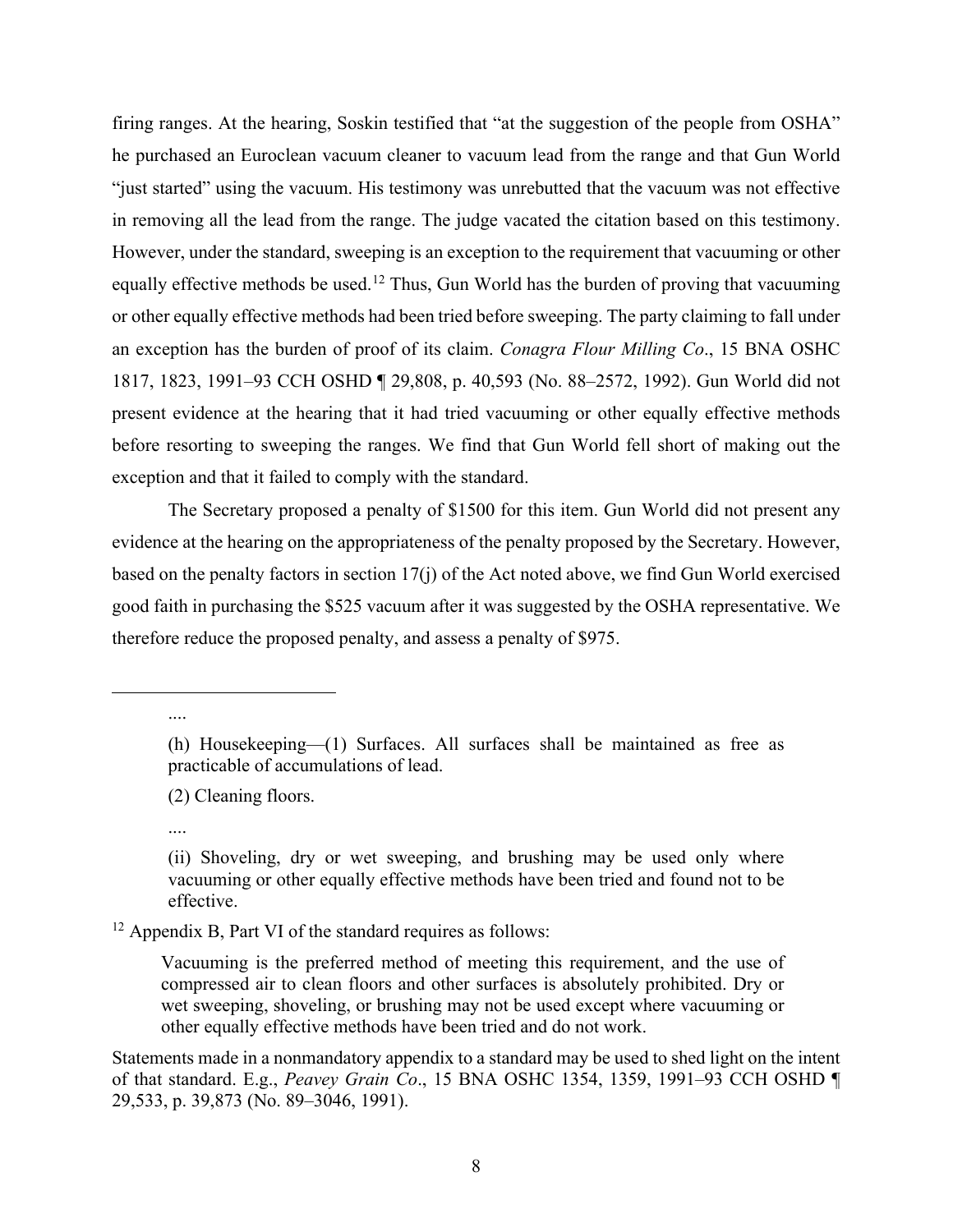firing ranges. At the hearing, Soskin testified that "at the suggestion of the people from OSHA" he purchased an Euroclean vacuum cleaner to vacuum lead from the range and that Gun World "just started" using the vacuum. His testimony was unrebutted that the vacuum was not effective in removing all the lead from the range. The judge vacated the citation based on this testimony. However, under the standard, sweeping is an exception to the requirement that vacuuming or other equally effective methods be used.[12] Thus, Gun World has the burden of proving that vacuuming or other equally effective methods had been tried before sweeping. The party claiming to fall under an exception has the burden of proof of its claim. *Conagra Flour Milling Co*., 15 BNA OSHC 1817, 1823, 1991–93 CCH OSHD ¶ 29,808, p. 40,593 (No. 88–2572, 1992). Gun World did not present evidence at the hearing that it had tried vacuuming or other equally effective methods before resorting to sweeping the ranges. We find that Gun World fell short of making out the exception and that it failed to comply with the standard.

The Secretary proposed a penalty of $1500 for this item. Gun World did not present any evidence at the hearing on the appropriateness of the penalty proposed by the Secretary. However, based on the penalty factors in section 17(j) of the Act noted above, we find Gun World exercised good faith in purchasing the $525 vacuum after it was suggested by the OSHA representative. We therefore reduce the proposed penalty, and assess a penalty of $975.

---

> ....
>
> (h) Housekeeping—(1) Surfaces. All surfaces shall be maintained as free as practicable of accumulations of lead.
>
> (2) Cleaning floors.
>
> ....
>
> (ii) Shoveling, dry or wet sweeping, and brushing may be used only where vacuuming or other equally effective methods have been tried and found not to be effective.

[12] Appendix B, Part VI of the standard requires as follows:

> Vacuuming is the preferred method of meeting this requirement, and the use of compressed air to clean floors and other surfaces is absolutely prohibited. Dry or wet sweeping, shoveling, or brushing may not be used except where vacuuming or other equally effective methods have been tried and do not work.

Statements made in a nonmandatory appendix to a standard may be used to shed light on the intent of that standard. E.g., *Peavey Grain Co*., 15 BNA OSHC 1354, 1359, 1991–93 CCH OSHD ¶ 29,533, p. 39,873 (No. 89–3046, 1991).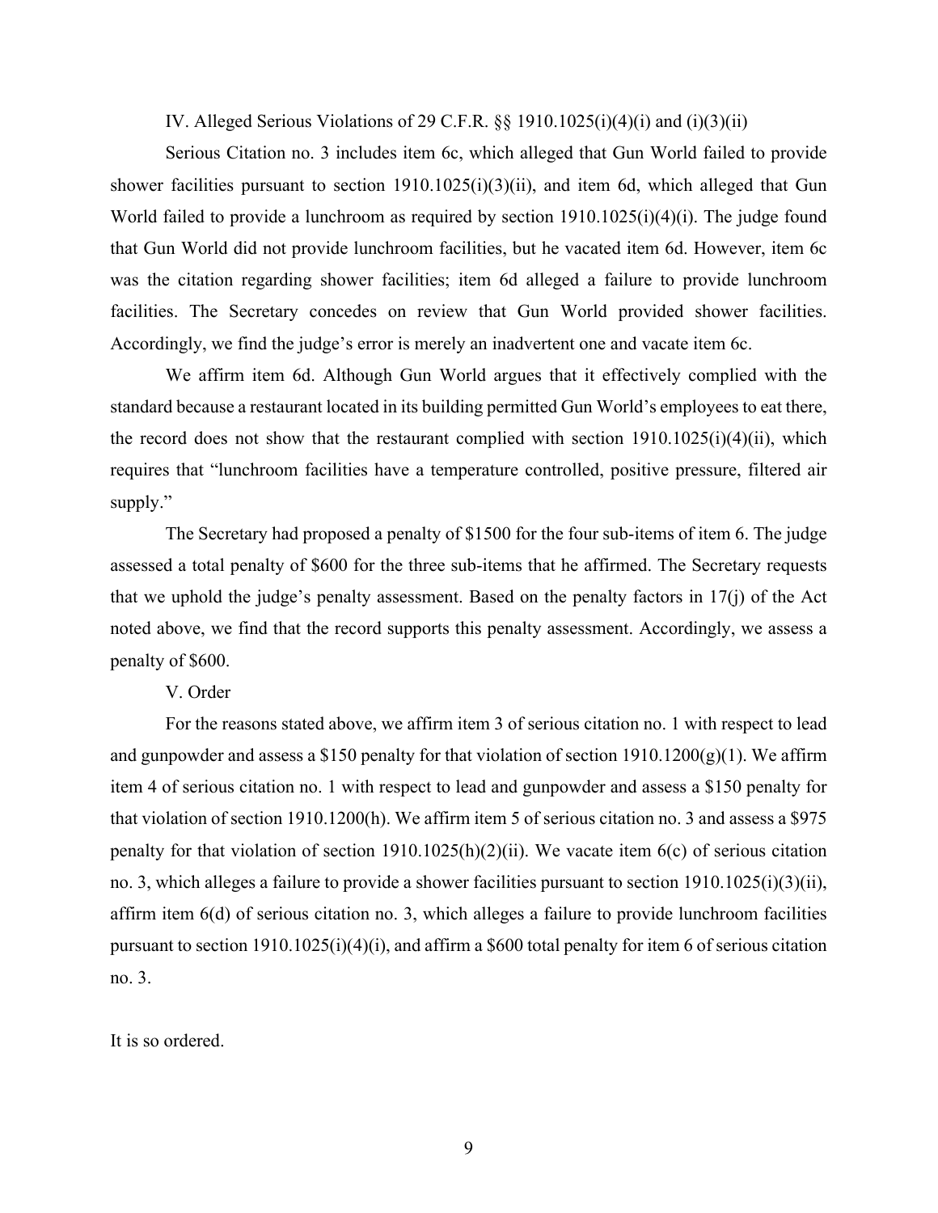IV. Alleged Serious Violations of 29 C.F.R. §§ 1910.1025(i)(4)(i) and (i)(3)(ii)

Serious Citation no. 3 includes item 6c, which alleged that Gun World failed to provide shower facilities pursuant to section 1910.1025(i)(3)(ii), and item 6d, which alleged that Gun World failed to provide a lunchroom as required by section 1910.1025(i)(4)(i). The judge found that Gun World did not provide lunchroom facilities, but he vacated item 6d. However, item 6c was the citation regarding shower facilities; item 6d alleged a failure to provide lunchroom facilities. The Secretary concedes on review that Gun World provided shower facilities. Accordingly, we find the judge's error is merely an inadvertent one and vacate item 6c.

We affirm item 6d. Although Gun World argues that it effectively complied with the standard because a restaurant located in its building permitted Gun World's employees to eat there, the record does not show that the restaurant complied with section 1910.1025(i)(4)(ii), which requires that "lunchroom facilities have a temperature controlled, positive pressure, filtered air supply."

The Secretary had proposed a penalty of $1500 for the four sub-items of item 6. The judge assessed a total penalty of $600 for the three sub-items that he affirmed. The Secretary requests that we uphold the judge's penalty assessment. Based on the penalty factors in 17(j) of the Act noted above, we find that the record supports this penalty assessment. Accordingly, we assess a penalty of $600.

V. Order

For the reasons stated above, we affirm item 3 of serious citation no. 1 with respect to lead and gunpowder and assess a $150 penalty for that violation of section 1910.1200(g)(1). We affirm item 4 of serious citation no. 1 with respect to lead and gunpowder and assess a $150 penalty for that violation of section 1910.1200(h). We affirm item 5 of serious citation no. 3 and assess a $975 penalty for that violation of section 1910.1025(h)(2)(ii). We vacate item 6(c) of serious citation no. 3, which alleges a failure to provide a shower facilities pursuant to section 1910.1025(i)(3)(ii), affirm item 6(d) of serious citation no. 3, which alleges a failure to provide lunchroom facilities pursuant to section 1910.1025(i)(4)(i), and affirm a $600 total penalty for item 6 of serious citation no. 3.

It is so ordered.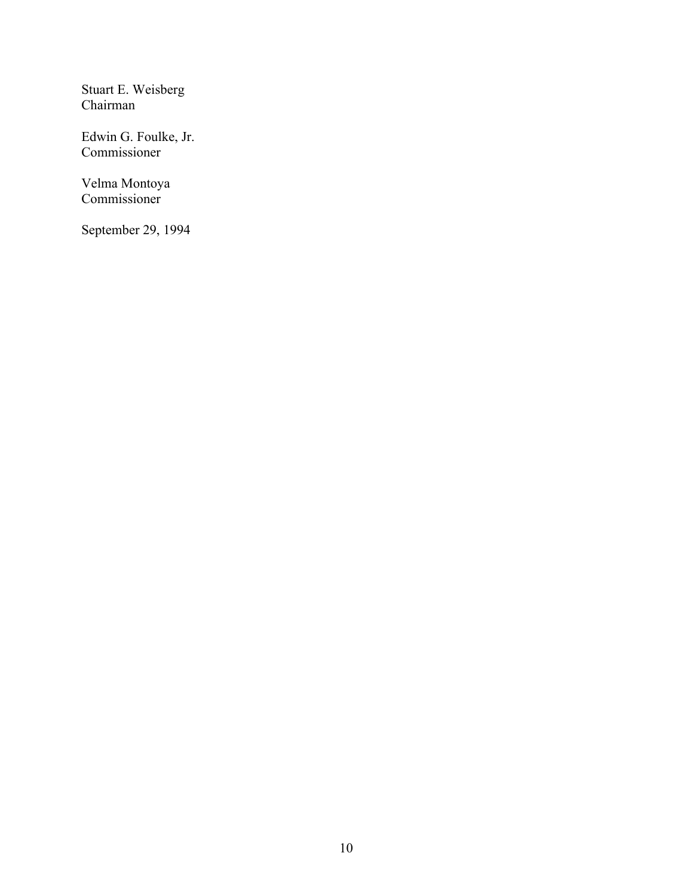Stuart E. Weisberg
Chairman

Edwin G. Foulke, Jr.
Commissioner

Velma Montoya
Commissioner

September 29, 1994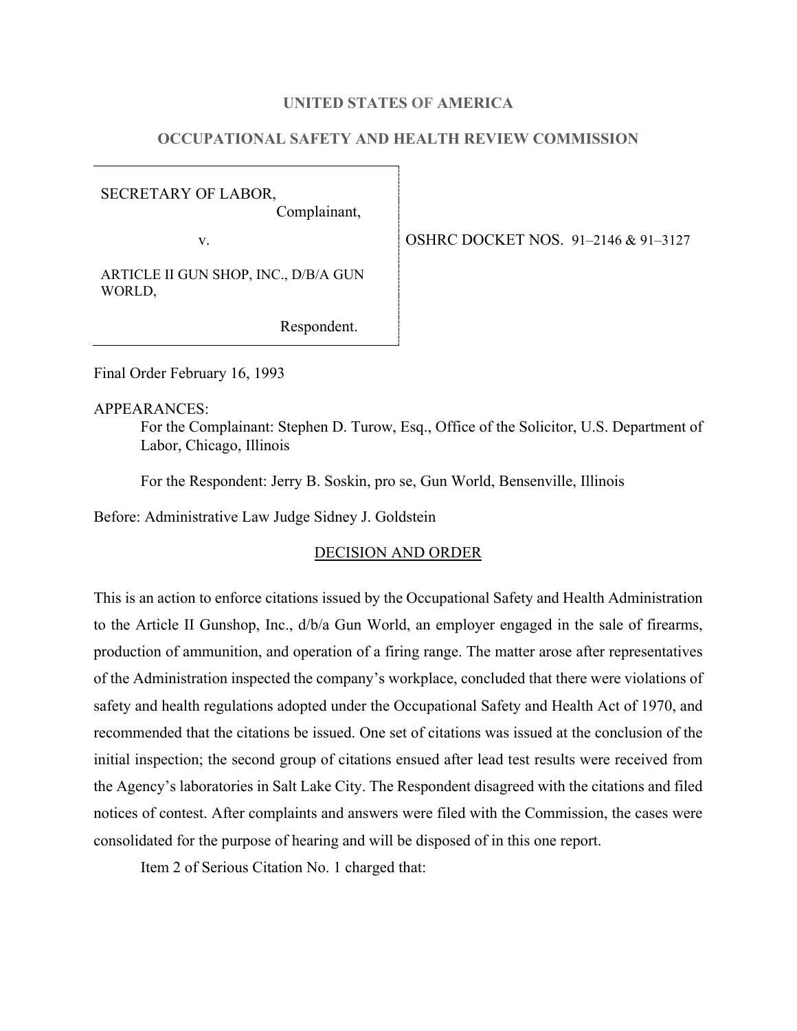# UNITED STATES OF AMERICA

## OCCUPATIONAL SAFETY AND HEALTH REVIEW COMMISSION

| | |
|---|---|
| SECRETARY OF LABOR, Complainant, v. ARTICLE II GUN SHOP, INC., D/B/A GUN WORLD, Respondent. | OSHRC DOCKET NOS. 91–2146 & 91–3127 |

Final Order February 16, 1993

APPEARANCES:

For the Complainant: Stephen D. Turow, Esq., Office of the Solicitor, U.S. Department of Labor, Chicago, Illinois

For the Respondent: Jerry B. Soskin, pro se, Gun World, Bensenville, Illinois

Before: Administrative Law Judge Sidney J. Goldstein

DECISION AND ORDER

This is an action to enforce citations issued by the Occupational Safety and Health Administration to the Article II Gunshop, Inc., d/b/a Gun World, an employer engaged in the sale of firearms, production of ammunition, and operation of a firing range. The matter arose after representatives of the Administration inspected the company's workplace, concluded that there were violations of safety and health regulations adopted under the Occupational Safety and Health Act of 1970, and recommended that the citations be issued. One set of citations was issued at the conclusion of the initial inspection; the second group of citations ensued after lead test results were received from the Agency's laboratories in Salt Lake City. The Respondent disagreed with the citations and filed notices of contest. After complaints and answers were filed with the Commission, the cases were consolidated for the purpose of hearing and will be disposed of in this one report.

Item 2 of Serious Citation No. 1 charged that: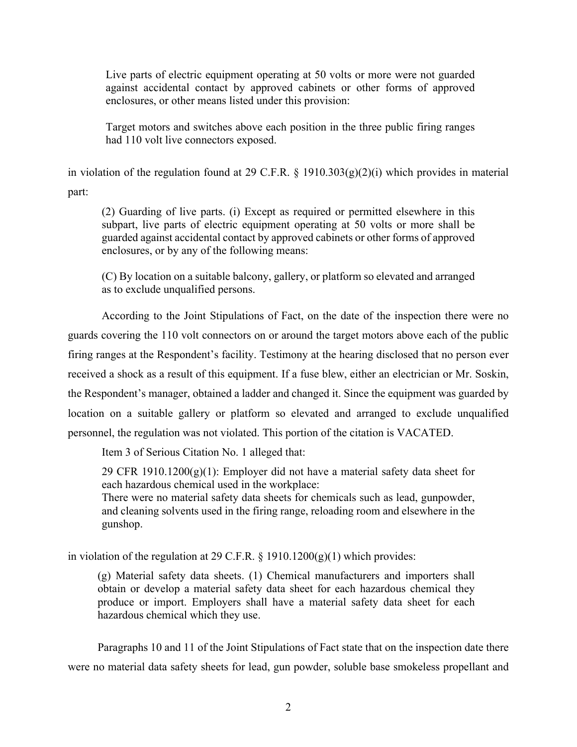> Live parts of electric equipment operating at 50 volts or more were not guarded against accidental contact by approved cabinets or other forms of approved enclosures, or other means listed under this provision:
>
> Target motors and switches above each position in the three public firing ranges had 110 volt live connectors exposed.

in violation of the regulation found at 29 C.F.R. § 1910.303(g)(2)(i) which provides in material part:

> (2) Guarding of live parts. (i) Except as required or permitted elsewhere in this subpart, live parts of electric equipment operating at 50 volts or more shall be guarded against accidental contact by approved cabinets or other forms of approved enclosures, or by any of the following means:
>
> (C) By location on a suitable balcony, gallery, or platform so elevated and arranged as to exclude unqualified persons.

According to the Joint Stipulations of Fact, on the date of the inspection there were no guards covering the 110 volt connectors on or around the target motors above each of the public firing ranges at the Respondent's facility. Testimony at the hearing disclosed that no person ever received a shock as a result of this equipment. If a fuse blew, either an electrician or Mr. Soskin, the Respondent's manager, obtained a ladder and changed it. Since the equipment was guarded by location on a suitable gallery or platform so elevated and arranged to exclude unqualified personnel, the regulation was not violated. This portion of the citation is VACATED.

Item 3 of Serious Citation No. 1 alleged that:

> 29 CFR 1910.1200(g)(1): Employer did not have a material safety data sheet for each hazardous chemical used in the workplace:
> There were no material safety data sheets for chemicals such as lead, gunpowder, and cleaning solvents used in the firing range, reloading room and elsewhere in the gunshop.

in violation of the regulation at 29 C.F.R. § 1910.1200(g)(1) which provides:

> (g) Material safety data sheets. (1) Chemical manufacturers and importers shall obtain or develop a material safety data sheet for each hazardous chemical they produce or import. Employers shall have a material safety data sheet for each hazardous chemical which they use.

Paragraphs 10 and 11 of the Joint Stipulations of Fact state that on the inspection date there were no material data safety sheets for lead, gun powder, soluble base smokeless propellant and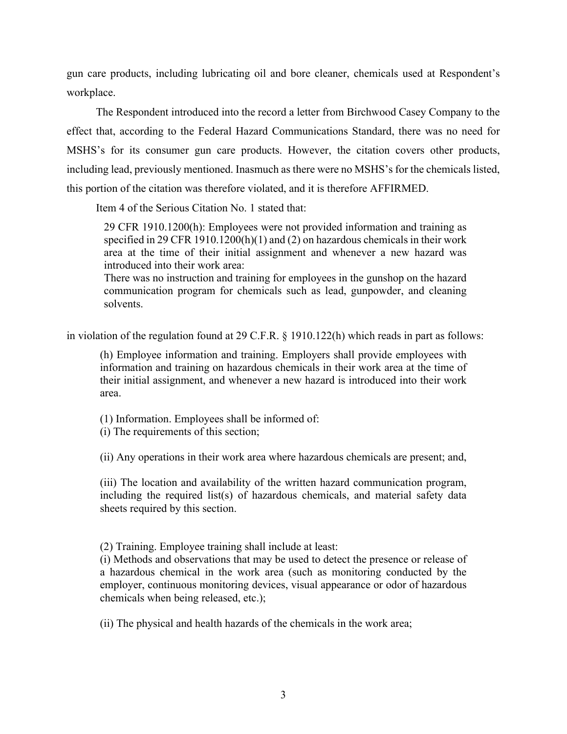gun care products, including lubricating oil and bore cleaner, chemicals used at Respondent's workplace.

The Respondent introduced into the record a letter from Birchwood Casey Company to the effect that, according to the Federal Hazard Communications Standard, there was no need for MSHS's for its consumer gun care products. However, the citation covers other products, including lead, previously mentioned. Inasmuch as there were no MSHS's for the chemicals listed, this portion of the citation was therefore violated, and it is therefore AFFIRMED.

Item 4 of the Serious Citation No. 1 stated that:

> 29 CFR 1910.1200(h): Employees were not provided information and training as specified in 29 CFR 1910.1200(h)(1) and (2) on hazardous chemicals in their work area at the time of their initial assignment and whenever a new hazard was introduced into their work area:
> There was no instruction and training for employees in the gunshop on the hazard communication program for chemicals such as lead, gunpowder, and cleaning solvents.

in violation of the regulation found at 29 C.F.R. § 1910.122(h) which reads in part as follows:

> (h) Employee information and training. Employers shall provide employees with information and training on hazardous chemicals in their work area at the time of their initial assignment, and whenever a new hazard is introduced into their work area.
>
> (1) Information. Employees shall be informed of:
> (i) The requirements of this section;
>
> (ii) Any operations in their work area where hazardous chemicals are present; and,
>
> (iii) The location and availability of the written hazard communication program, including the required list(s) of hazardous chemicals, and material safety data sheets required by this section.
>
> (2) Training. Employee training shall include at least:
> (i) Methods and observations that may be used to detect the presence or release of a hazardous chemical in the work area (such as monitoring conducted by the employer, continuous monitoring devices, visual appearance or odor of hazardous chemicals when being released, etc.);
>
> (ii) The physical and health hazards of the chemicals in the work area;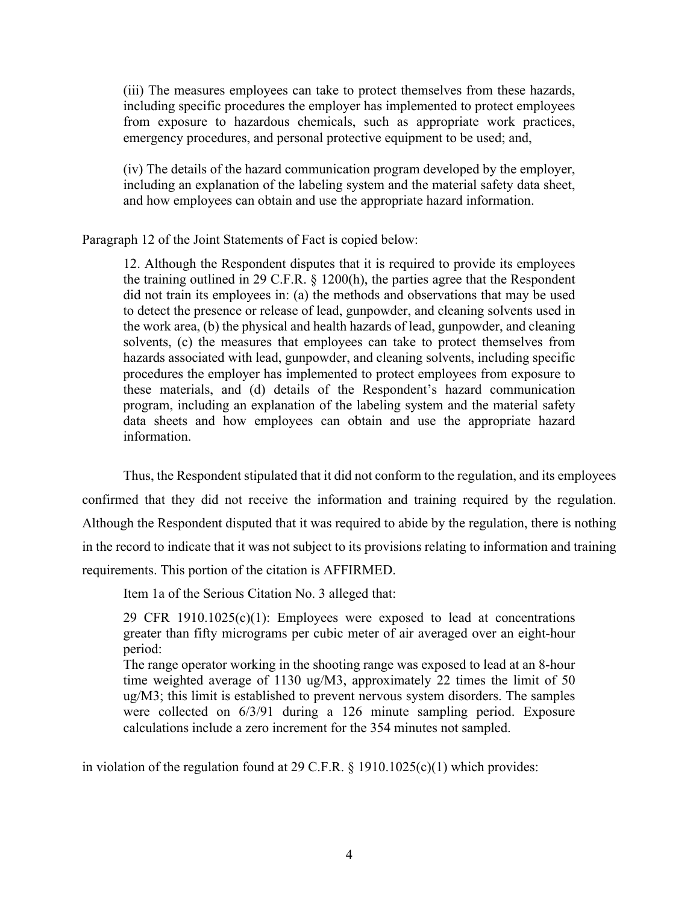> (iii) The measures employees can take to protect themselves from these hazards, including specific procedures the employer has implemented to protect employees from exposure to hazardous chemicals, such as appropriate work practices, emergency procedures, and personal protective equipment to be used; and,
>
> (iv) The details of the hazard communication program developed by the employer, including an explanation of the labeling system and the material safety data sheet, and how employees can obtain and use the appropriate hazard information.

Paragraph 12 of the Joint Statements of Fact is copied below:

> 12. Although the Respondent disputes that it is required to provide its employees the training outlined in 29 C.F.R. § 1200(h), the parties agree that the Respondent did not train its employees in: (a) the methods and observations that may be used to detect the presence or release of lead, gunpowder, and cleaning solvents used in the work area, (b) the physical and health hazards of lead, gunpowder, and cleaning solvents, (c) the measures that employees can take to protect themselves from hazards associated with lead, gunpowder, and cleaning solvents, including specific procedures the employer has implemented to protect employees from exposure to these materials, and (d) details of the Respondent's hazard communication program, including an explanation of the labeling system and the material safety data sheets and how employees can obtain and use the appropriate hazard information.

Thus, the Respondent stipulated that it did not conform to the regulation, and its employees confirmed that they did not receive the information and training required by the regulation. Although the Respondent disputed that it was required to abide by the regulation, there is nothing in the record to indicate that it was not subject to its provisions relating to information and training requirements. This portion of the citation is AFFIRMED.

Item 1a of the Serious Citation No. 3 alleged that:

> 29 CFR 1910.1025(c)(1): Employees were exposed to lead at concentrations greater than fifty micrograms per cubic meter of air averaged over an eight-hour period:
>
> The range operator working in the shooting range was exposed to lead at an 8-hour time weighted average of 1130 ug/M3, approximately 22 times the limit of 50 ug/M3; this limit is established to prevent nervous system disorders. The samples were collected on 6/3/91 during a 126 minute sampling period. Exposure calculations include a zero increment for the 354 minutes not sampled.

in violation of the regulation found at 29 C.F.R. § 1910.1025(c)(1) which provides: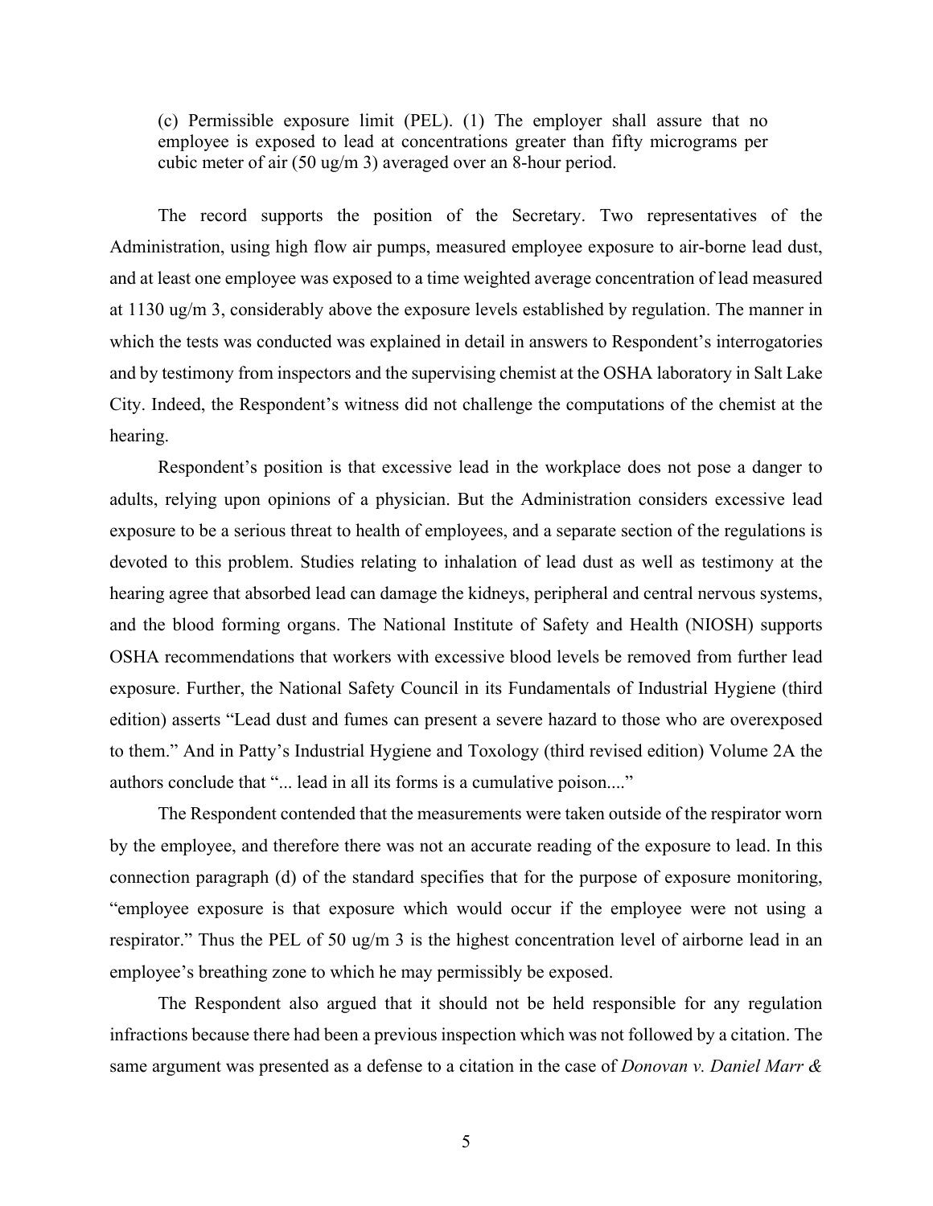(c) Permissible exposure limit (PEL). (1) The employer shall assure that no employee is exposed to lead at concentrations greater than fifty micrograms per cubic meter of air (50 ug/m 3) averaged over an 8-hour period.

The record supports the position of the Secretary. Two representatives of the Administration, using high flow air pumps, measured employee exposure to air-borne lead dust, and at least one employee was exposed to a time weighted average concentration of lead measured at 1130 ug/m 3, considerably above the exposure levels established by regulation. The manner in which the tests was conducted was explained in detail in answers to Respondent's interrogatories and by testimony from inspectors and the supervising chemist at the OSHA laboratory in Salt Lake City. Indeed, the Respondent's witness did not challenge the computations of the chemist at the hearing.

Respondent's position is that excessive lead in the workplace does not pose a danger to adults, relying upon opinions of a physician. But the Administration considers excessive lead exposure to be a serious threat to health of employees, and a separate section of the regulations is devoted to this problem. Studies relating to inhalation of lead dust as well as testimony at the hearing agree that absorbed lead can damage the kidneys, peripheral and central nervous systems, and the blood forming organs. The National Institute of Safety and Health (NIOSH) supports OSHA recommendations that workers with excessive blood levels be removed from further lead exposure. Further, the National Safety Council in its Fundamentals of Industrial Hygiene (third edition) asserts "Lead dust and fumes can present a severe hazard to those who are overexposed to them." And in Patty's Industrial Hygiene and Toxology (third revised edition) Volume 2A the authors conclude that "... lead in all its forms is a cumulative poison...."

The Respondent contended that the measurements were taken outside of the respirator worn by the employee, and therefore there was not an accurate reading of the exposure to lead. In this connection paragraph (d) of the standard specifies that for the purpose of exposure monitoring, "employee exposure is that exposure which would occur if the employee were not using a respirator." Thus the PEL of 50 ug/m 3 is the highest concentration level of airborne lead in an employee's breathing zone to which he may permissibly be exposed.

The Respondent also argued that it should not be held responsible for any regulation infractions because there had been a previous inspection which was not followed by a citation. The same argument was presented as a defense to a citation in the case of *Donovan v. Daniel Marr &*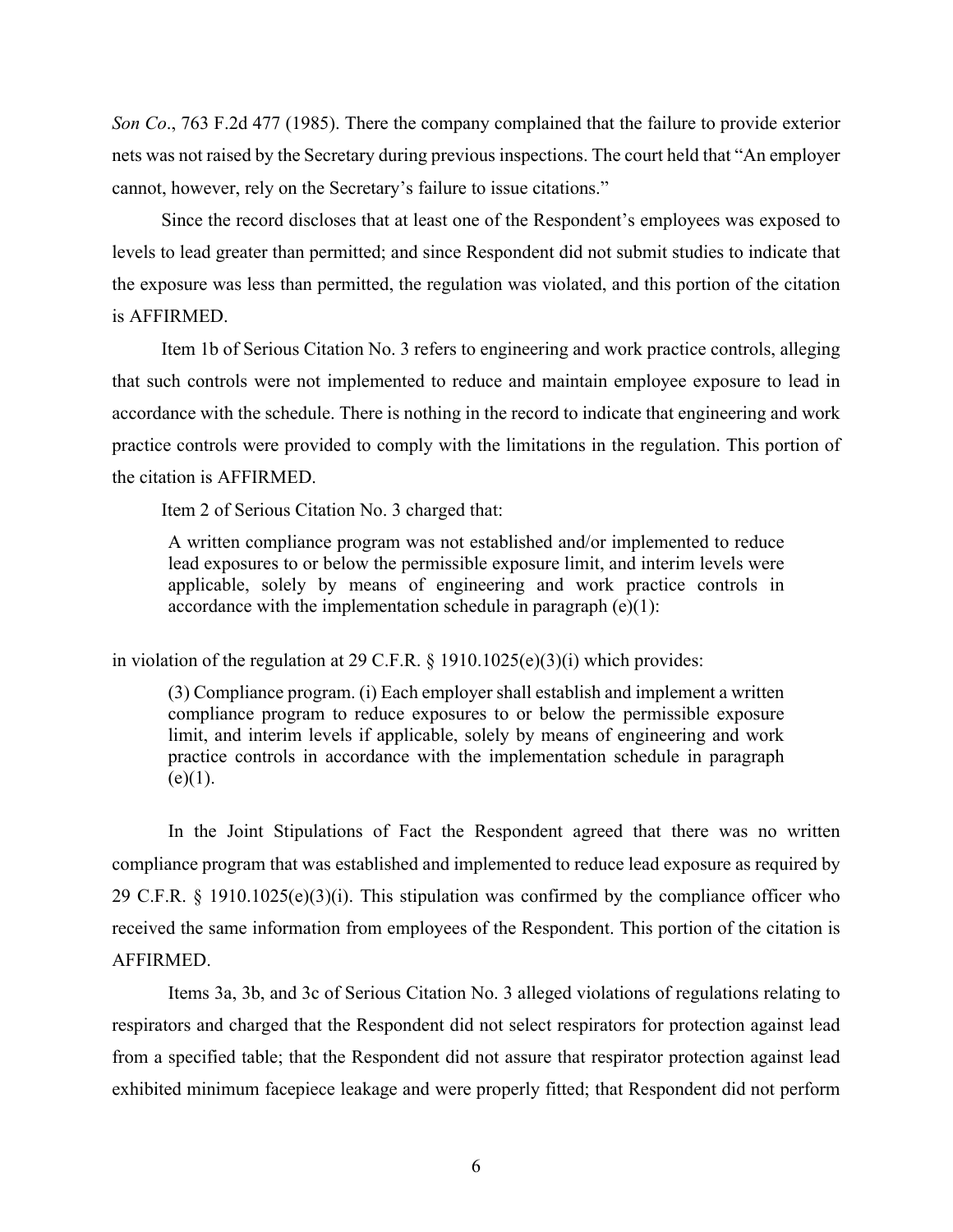*Son Co*., 763 F.2d 477 (1985). There the company complained that the failure to provide exterior nets was not raised by the Secretary during previous inspections. The court held that "An employer cannot, however, rely on the Secretary's failure to issue citations."

Since the record discloses that at least one of the Respondent's employees was exposed to levels to lead greater than permitted; and since Respondent did not submit studies to indicate that the exposure was less than permitted, the regulation was violated, and this portion of the citation is AFFIRMED.

Item 1b of Serious Citation No. 3 refers to engineering and work practice controls, alleging that such controls were not implemented to reduce and maintain employee exposure to lead in accordance with the schedule. There is nothing in the record to indicate that engineering and work practice controls were provided to comply with the limitations in the regulation. This portion of the citation is AFFIRMED.

Item 2 of Serious Citation No. 3 charged that:

> A written compliance program was not established and/or implemented to reduce lead exposures to or below the permissible exposure limit, and interim levels were applicable, solely by means of engineering and work practice controls in accordance with the implementation schedule in paragraph (e)(1):

in violation of the regulation at 29 C.F.R. § 1910.1025(e)(3)(i) which provides:

> (3) Compliance program. (i) Each employer shall establish and implement a written compliance program to reduce exposures to or below the permissible exposure limit, and interim levels if applicable, solely by means of engineering and work practice controls in accordance with the implementation schedule in paragraph (e)(1).

In the Joint Stipulations of Fact the Respondent agreed that there was no written compliance program that was established and implemented to reduce lead exposure as required by 29 C.F.R. § 1910.1025(e)(3)(i). This stipulation was confirmed by the compliance officer who received the same information from employees of the Respondent. This portion of the citation is AFFIRMED.

Items 3a, 3b, and 3c of Serious Citation No. 3 alleged violations of regulations relating to respirators and charged that the Respondent did not select respirators for protection against lead from a specified table; that the Respondent did not assure that respirator protection against lead exhibited minimum facepiece leakage and were properly fitted; that Respondent did not perform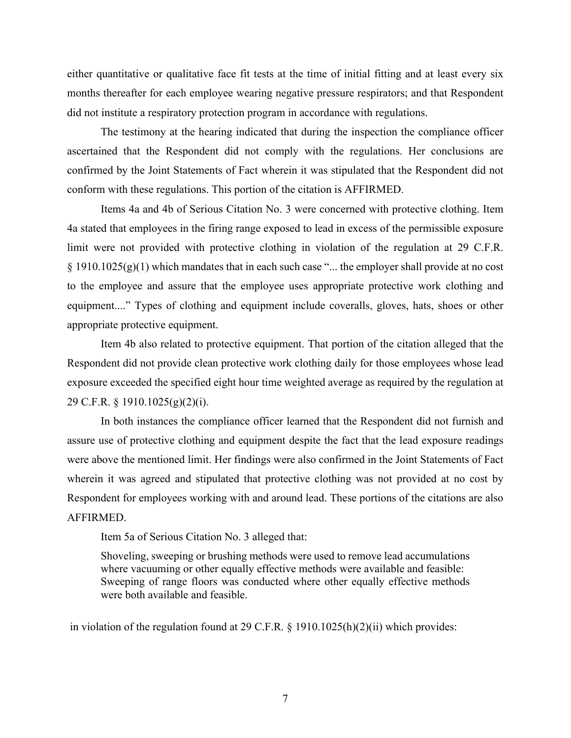either quantitative or qualitative face fit tests at the time of initial fitting and at least every six months thereafter for each employee wearing negative pressure respirators; and that Respondent did not institute a respiratory protection program in accordance with regulations.

The testimony at the hearing indicated that during the inspection the compliance officer ascertained that the Respondent did not comply with the regulations. Her conclusions are confirmed by the Joint Statements of Fact wherein it was stipulated that the Respondent did not conform with these regulations. This portion of the citation is AFFIRMED.

Items 4a and 4b of Serious Citation No. 3 were concerned with protective clothing. Item 4a stated that employees in the firing range exposed to lead in excess of the permissible exposure limit were not provided with protective clothing in violation of the regulation at 29 C.F.R. § 1910.1025(g)(1) which mandates that in each such case "... the employer shall provide at no cost to the employee and assure that the employee uses appropriate protective work clothing and equipment...." Types of clothing and equipment include coveralls, gloves, hats, shoes or other appropriate protective equipment.

Item 4b also related to protective equipment. That portion of the citation alleged that the Respondent did not provide clean protective work clothing daily for those employees whose lead exposure exceeded the specified eight hour time weighted average as required by the regulation at 29 C.F.R. § 1910.1025(g)(2)(i).

In both instances the compliance officer learned that the Respondent did not furnish and assure use of protective clothing and equipment despite the fact that the lead exposure readings were above the mentioned limit. Her findings were also confirmed in the Joint Statements of Fact wherein it was agreed and stipulated that protective clothing was not provided at no cost by Respondent for employees working with and around lead. These portions of the citations are also AFFIRMED.

Item 5a of Serious Citation No. 3 alleged that:

> Shoveling, sweeping or brushing methods were used to remove lead accumulations where vacuuming or other equally effective methods were available and feasible: Sweeping of range floors was conducted where other equally effective methods were both available and feasible.

in violation of the regulation found at 29 C.F.R. § 1910.1025(h)(2)(ii) which provides: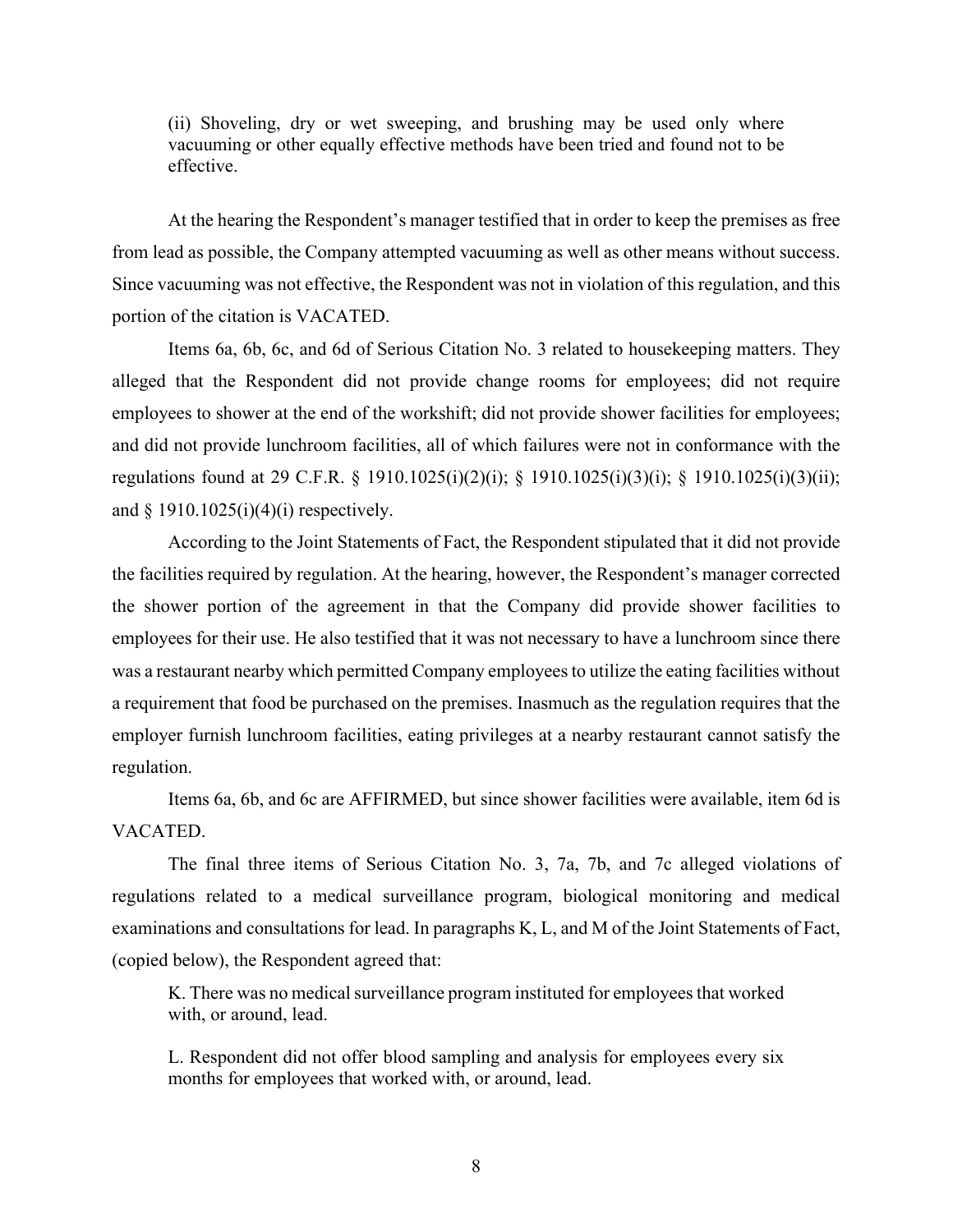> (ii) Shoveling, dry or wet sweeping, and brushing may be used only where vacuuming or other equally effective methods have been tried and found not to be effective.

At the hearing the Respondent's manager testified that in order to keep the premises as free from lead as possible, the Company attempted vacuuming as well as other means without success. Since vacuuming was not effective, the Respondent was not in violation of this regulation, and this portion of the citation is VACATED.

Items 6a, 6b, 6c, and 6d of Serious Citation No. 3 related to housekeeping matters. They alleged that the Respondent did not provide change rooms for employees; did not require employees to shower at the end of the workshift; did not provide shower facilities for employees; and did not provide lunchroom facilities, all of which failures were not in conformance with the regulations found at 29 C.F.R. § 1910.1025(i)(2)(i); § 1910.1025(i)(3)(i); § 1910.1025(i)(3)(ii); and § 1910.1025(i)(4)(i) respectively.

According to the Joint Statements of Fact, the Respondent stipulated that it did not provide the facilities required by regulation. At the hearing, however, the Respondent's manager corrected the shower portion of the agreement in that the Company did provide shower facilities to employees for their use. He also testified that it was not necessary to have a lunchroom since there was a restaurant nearby which permitted Company employees to utilize the eating facilities without a requirement that food be purchased on the premises. Inasmuch as the regulation requires that the employer furnish lunchroom facilities, eating privileges at a nearby restaurant cannot satisfy the regulation.

Items 6a, 6b, and 6c are AFFIRMED, but since shower facilities were available, item 6d is VACATED.

The final three items of Serious Citation No. 3, 7a, 7b, and 7c alleged violations of regulations related to a medical surveillance program, biological monitoring and medical examinations and consultations for lead. In paragraphs K, L, and M of the Joint Statements of Fact, (copied below), the Respondent agreed that:

> K. There was no medical surveillance program instituted for employees that worked with, or around, lead.
>
> L. Respondent did not offer blood sampling and analysis for employees every six months for employees that worked with, or around, lead.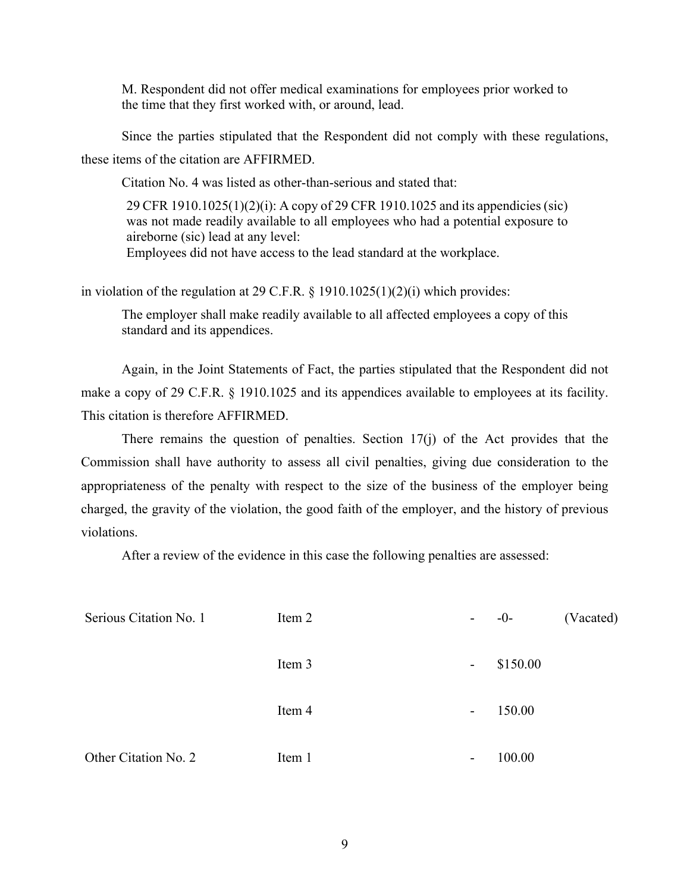> M. Respondent did not offer medical examinations for employees prior worked to the time that they first worked with, or around, lead.

Since the parties stipulated that the Respondent did not comply with these regulations, these items of the citation are AFFIRMED.

Citation No. 4 was listed as other-than-serious and stated that:

> 29 CFR 1910.1025(1)(2)(i): A copy of 29 CFR 1910.1025 and its appendicies (sic) was not made readily available to all employees who had a potential exposure to aireborne (sic) lead at any level:
> Employees did not have access to the lead standard at the workplace.

in violation of the regulation at 29 C.F.R. § 1910.1025(1)(2)(i) which provides:

> The employer shall make readily available to all affected employees a copy of this standard and its appendices.

Again, in the Joint Statements of Fact, the parties stipulated that the Respondent did not make a copy of 29 C.F.R. § 1910.1025 and its appendices available to employees at its facility. This citation is therefore AFFIRMED.

There remains the question of penalties. Section 17(j) of the Act provides that the Commission shall have authority to assess all civil penalties, giving due consideration to the appropriateness of the penalty with respect to the size of the business of the employer being charged, the gravity of the violation, the good faith of the employer, and the history of previous violations.

After a review of the evidence in this case the following penalties are assessed:

| | | | | |
|---|---|---|---|---|
| Serious Citation No. 1 | Item 2 | - | -0- | (Vacated) |
| | Item 3 | - | $150.00 | |
| | Item 4 | - | 150.00 | |
| Other Citation No. 2 | Item 1 | - | 100.00 | |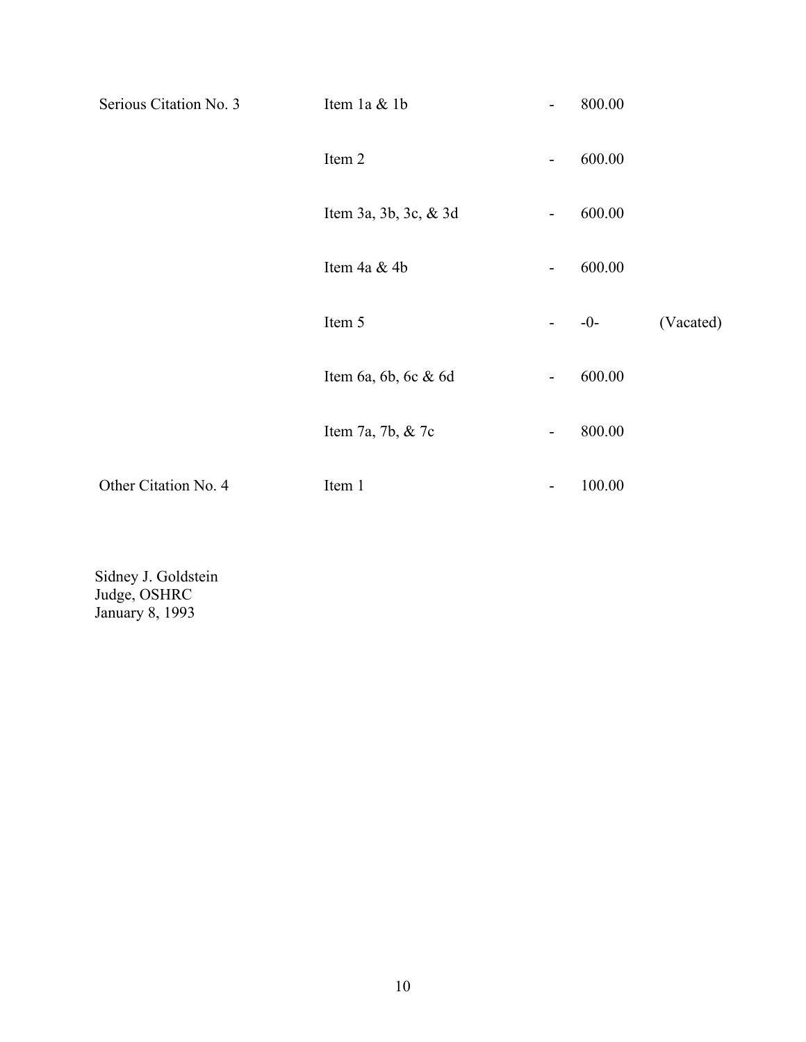| | | | | |
|---|---|---|---|---|
| Serious Citation No. 3 | Item 1a & 1b | - | 800.00 | |
| | Item 2 | - | 600.00 | |
| | Item 3a, 3b, 3c, & 3d | - | 600.00 | |
| | Item 4a & 4b | - | 600.00 | |
| | Item 5 | - | -0- | (Vacated) |
| | Item 6a, 6b, 6c & 6d | - | 600.00 | |
| | Item 7a, 7b, & 7c | - | 800.00 | |
| Other Citation No. 4 | Item 1 | - | 100.00 | |

Sidney J. Goldstein
Judge, OSHRC
January 8, 1993